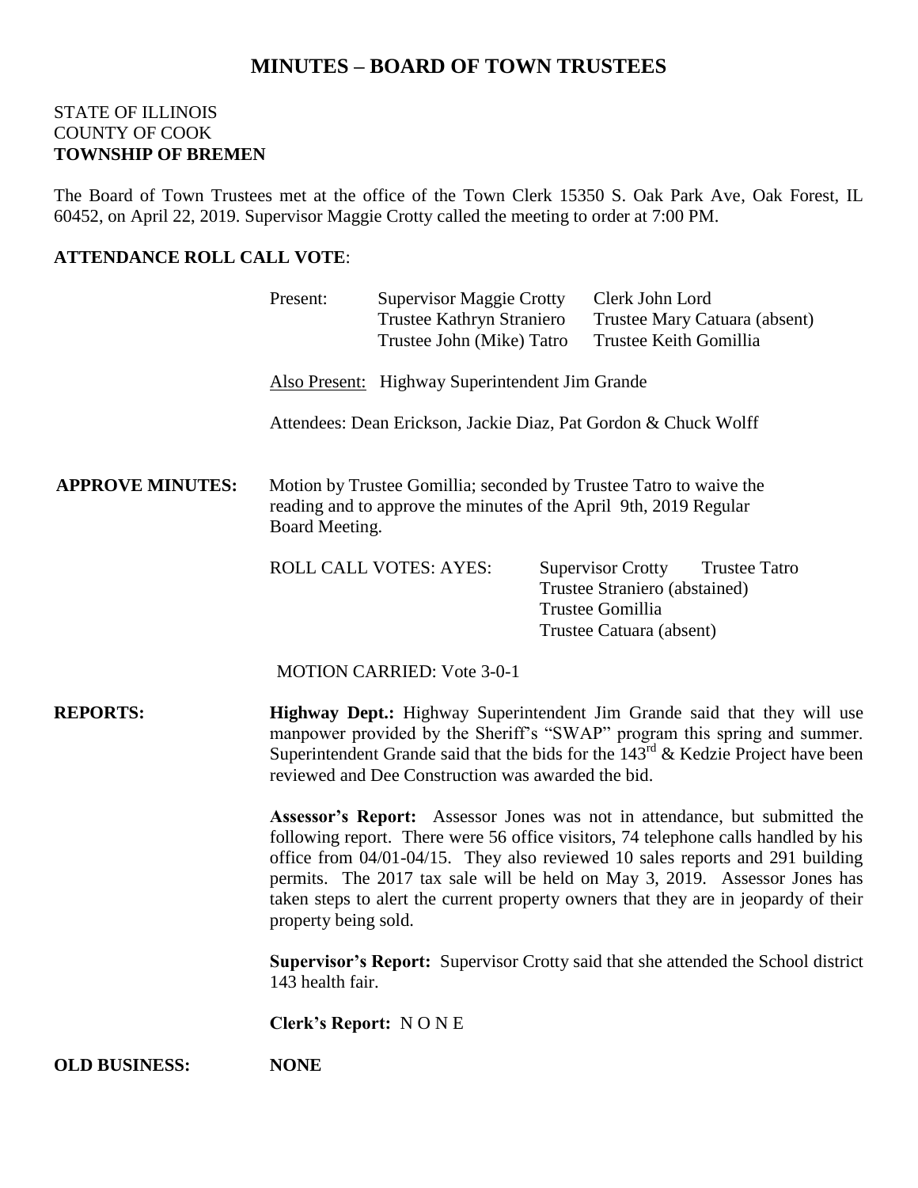# MINUTES – BOARD OF TOWN TRUSTEES

STATE OF ILLINOIS
COUNTY OF COOK
**TOWNSHIP OF BREMEN**

The Board of Town Trustees met at the office of the Town Clerk 15350 S. Oak Park Ave, Oak Forest, IL 60452, on April 22, 2019. Supervisor Maggie Crotty called the meeting to order at 7:00 PM.

**ATTENDANCE ROLL CALL VOTE**:

Present:
- Supervisor Maggie Crotty
- Trustee Kathryn Straniero
- Trustee John (Mike) Tatro
- Clerk John Lord
- Trustee Mary Catuara (absent)
- Trustee Keith Gomillia

Also Present: Highway Superintendent Jim Grande

Attendees: Dean Erickson, Jackie Diaz, Pat Gordon & Chuck Wolff

**APPROVE MINUTES:** Motion by Trustee Gomillia; seconded by Trustee Tatro to waive the reading and to approve the minutes of the April 9th, 2019 Regular Board Meeting.

ROLL CALL VOTES: AYES:
- Supervisor Crotty
- Trustee Tatro
- Trustee Straniero (abstained)
- Trustee Gomillia
- Trustee Catuara (absent)

MOTION CARRIED: Vote 3-0-1

**REPORTS:**

**Highway Dept.:** Highway Superintendent Jim Grande said that they will use manpower provided by the Sheriff's "SWAP" program this spring and summer. Superintendent Grande said that the bids for the 143rd & Kedzie Project have been reviewed and Dee Construction was awarded the bid.

**Assessor's Report:** Assessor Jones was not in attendance, but submitted the following report. There were 56 office visitors, 74 telephone calls handled by his office from 04/01-04/15. They also reviewed 10 sales reports and 291 building permits. The 2017 tax sale will be held on May 3, 2019. Assessor Jones has taken steps to alert the current property owners that they are in jeopardy of their property being sold.

**Supervisor's Report:** Supervisor Crotty said that she attended the School district 143 health fair.

**Clerk's Report:** N O N E

**OLD BUSINESS:** **NONE**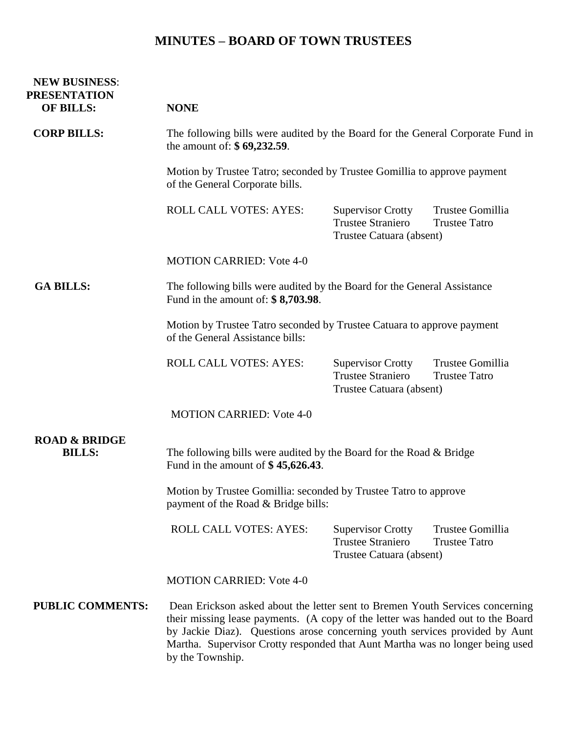# MINUTES – BOARD OF TOWN TRUSTEES

**NEW BUSINESS**:
**PRESENTATION OF BILLS:** **NONE**

**CORP BILLS:** The following bills were audited by the Board for the General Corporate Fund in the amount of: **$ 69,232.59**.

Motion by Trustee Tatro; seconded by Trustee Gomillia to approve payment of the General Corporate bills.

ROLL CALL VOTES: AYES: Supervisor Crotty, Trustee Gomillia, Trustee Straniero, Trustee Tatro, Trustee Catuara (absent)

MOTION CARRIED: Vote 4-0

**GA BILLS:** The following bills were audited by the Board for the General Assistance Fund in the amount of: **$ 8,703.98**.

Motion by Trustee Tatro seconded by Trustee Catuara to approve payment of the General Assistance bills:

ROLL CALL VOTES: AYES: Supervisor Crotty, Trustee Gomillia, Trustee Straniero, Trustee Tatro, Trustee Catuara (absent)

MOTION CARRIED: Vote 4-0

**ROAD & BRIDGE BILLS:** The following bills were audited by the Board for the Road & Bridge Fund in the amount of **$ 45,626.43**.

Motion by Trustee Gomillia: seconded by Trustee Tatro to approve payment of the Road & Bridge bills:

ROLL CALL VOTES: AYES: Supervisor Crotty, Trustee Gomillia, Trustee Straniero, Trustee Tatro, Trustee Catuara (absent)

MOTION CARRIED: Vote 4-0

**PUBLIC COMMENTS:** Dean Erickson asked about the letter sent to Bremen Youth Services concerning their missing lease payments. (A copy of the letter was handed out to the Board by Jackie Diaz). Questions arose concerning youth services provided by Aunt Martha. Supervisor Crotty responded that Aunt Martha was no longer being used by the Township.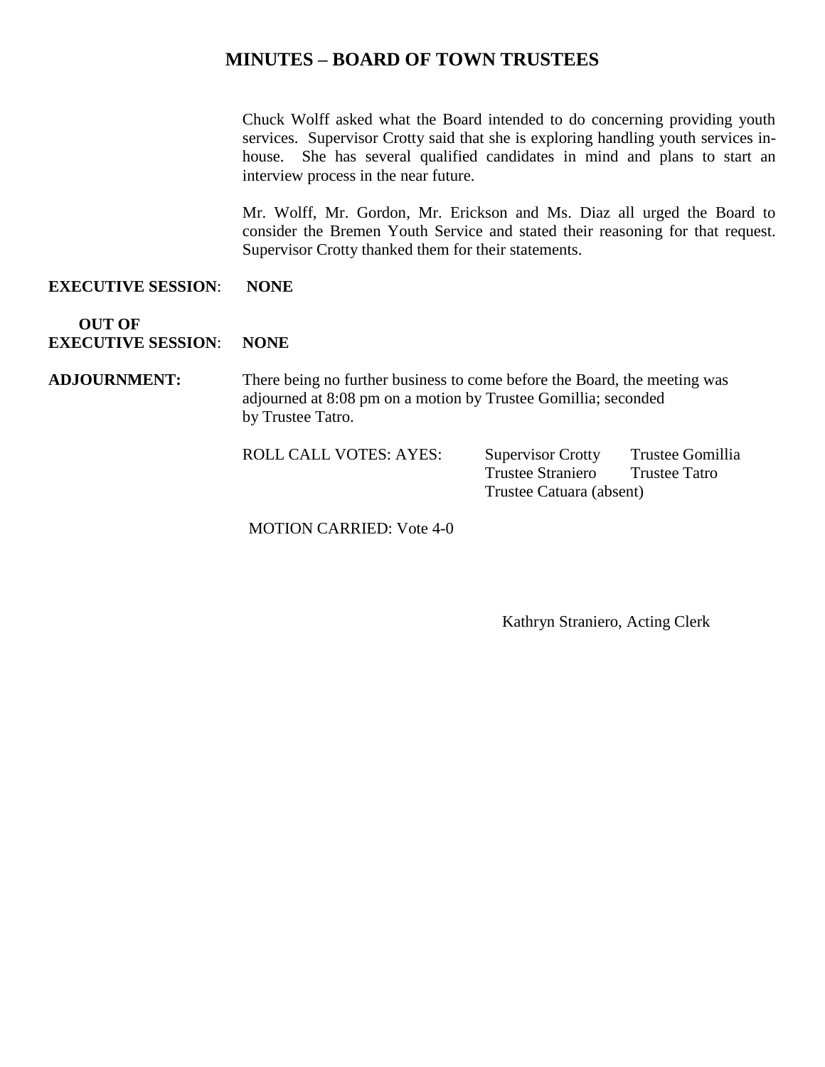# MINUTES – BOARD OF TOWN TRUSTEES

Chuck Wolff asked what the Board intended to do concerning providing youth services. Supervisor Crotty said that she is exploring handling youth services in-house. She has several qualified candidates in mind and plans to start an interview process in the near future.

Mr. Wolff, Mr. Gordon, Mr. Erickson and Ms. Diaz all urged the Board to consider the Bremen Youth Service and stated their reasoning for that request. Supervisor Crotty thanked them for their statements.

**EXECUTIVE SESSION**: **NONE**

**OUT OF EXECUTIVE SESSION**: **NONE**

**ADJOURNMENT:** There being no further business to come before the Board, the meeting was adjourned at 8:08 pm on a motion by Trustee Gomillia; seconded by Trustee Tatro.

| | | |
|---|---|---|
| ROLL CALL VOTES: AYES: | Supervisor Crotty | Trustee Gomillia |
| | Trustee Straniero | Trustee Tatro |
| | Trustee Catuara (absent) | |

MOTION CARRIED: Vote 4-0

Kathryn Straniero, Acting Clerk